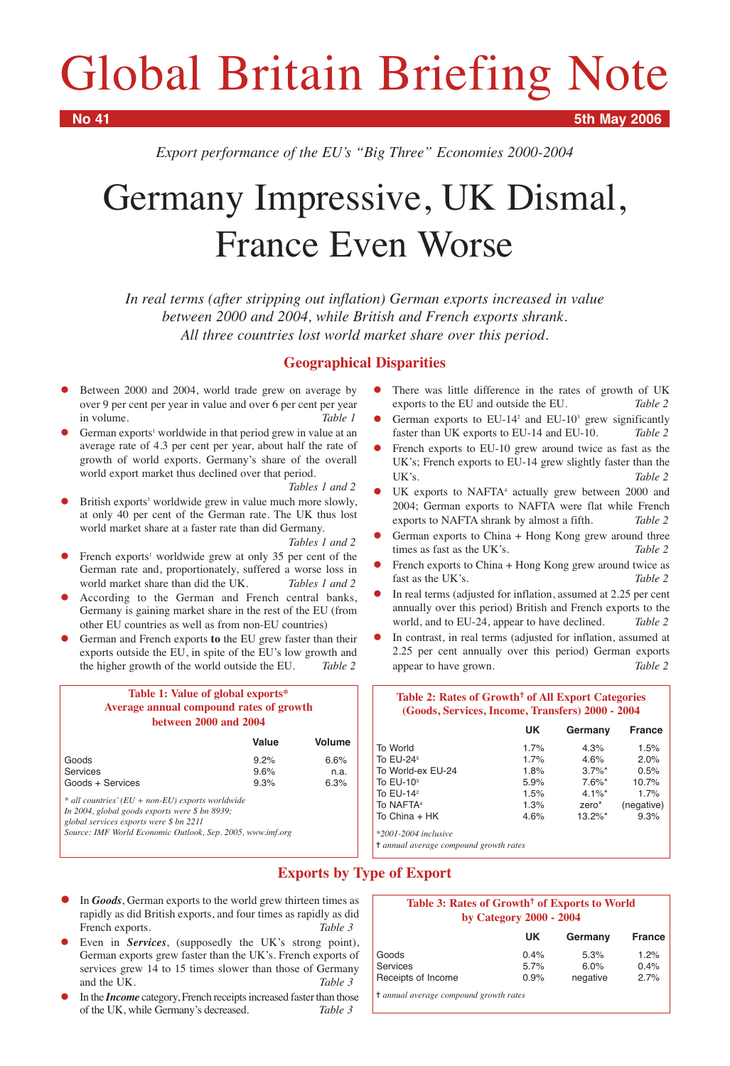# Global Britain Briefing Note

**No 41** **5th May 2006**

*Export performance of the EU's "Big Three" Economies 2000-2004*

# Germany Impressive, UK Dismal, France Even Worse

*In real terms (after stripping out inflation) German exports increased in value between 2000 and 2004, while British and French exports shrank. All three countries lost world market share over this period.*

## Geographical Disparities

- Between 2000 and 2004, world trade grew on average by over 9 per cent per year in value and over 6 per cent per year in volume. *Table 1*
- German exports[1] worldwide in that period grew in value at an average rate of 4.3 per cent per year, about half the rate of growth of world exports. Germany's share of the overall world export market thus declined over that period. *Tables 1 and 2*
- British exports[1] worldwide grew in value much more slowly, at only 40 per cent of the German rate. The UK thus lost world market share at a faster rate than did Germany. *Tables 1 and 2*
- French exports[1] worldwide grew at only 35 per cent of the German rate and, proportionately, suffered a worse loss in world market share than did the UK. *Tables 1 and 2*
- According to the German and French central banks, Germany is gaining market share in the rest of the EU (from other EU countries as well as from non-EU countries)
- German and French exports **to** the EU grew faster than their exports outside the EU, in spite of the EU's low growth and the higher growth of the world outside the EU. *Table 2*
- There was little difference in the rates of growth of UK exports to the EU and outside the EU. *Table 2*
- German exports to EU-14[2] and EU-10[3] grew significantly faster than UK exports to EU-14 and EU-10. *Table 2*
- French exports to EU-10 grew around twice as fast as the UK's; French exports to EU-14 grew slightly faster than the UK's. *Table 2*
- UK exports to NAFTA[4] actually grew between 2000 and 2004; German exports to NAFTA were flat while French exports to NAFTA shrank by almost a fifth. *Table 2*
- German exports to China + Hong Kong grew around three times as fast as the UK's. *Table 2*
- French exports to China + Hong Kong grew around twice as fast as the UK's. *Table 2*
- In real terms (adjusted for inflation, assumed at 2.25 per cent annually over this period) British and French exports to the world, and to EU-24, appear to have declined. *Table 2*
- In contrast, in real terms (adjusted for inflation, assumed at 2.25 per cent annually over this period) German exports appear to have grown. *Table 2*

**Table 1: Value of global exports\***
**Average annual compound rates of growth between 2000 and 2004**

| | Value | Volume |
|---|---|---|
| Goods | 9.2% | 6.6% |
| Services | 9.6% | n.a. |
| Goods + Services | 9.3% | 6.3% |

*\* all countries' (EU + non-EU) exports worldwide*
*In 2004, global goods exports were $ bn 8939;*
*global services exports were $ bn 2211*
*Source: IMF World Economic Outlook, Sep. 2005, www.imf.org*

**Table 2: Rates of Growth† of All Export Categories (Goods, Services, Income, Transfers) 2000 - 2004**

| | UK | Germany | France |
|---|---|---|---|
| To World | 1.7% | 4.3% | 1.5% |
| To EU-24[5] | 1.7% | 4.6% | 2.0% |
| To World-ex EU-24 | 1.8% | 3.7%\* | 0.5% |
| To EU-10[3] | 5.9% | 7.6%\* | 10.7% |
| To EU-14[2] | 1.5% | 4.1%\* | 1.7% |
| To NAFTA[4] | 1.3% | zero\* | (negative) |
| To China + HK | 4.6% | 13.2%\* | 9.3% |

*\*2001-2004 inclusive*
*† annual average compound growth rates*

## Exports by Type of Export

- In ***Goods***, German exports to the world grew thirteen times as rapidly as did British exports, and four times as rapidly as did French exports. *Table 3*
- Even in ***Services***, (supposedly the UK's strong point), German exports grew faster than the UK's. French exports of services grew 14 to 15 times slower than those of Germany and the UK. *Table 3*
- In the ***Income*** category, French receipts increased faster than those of the UK, while Germany's decreased. *Table 3*

**Table 3: Rates of Growth† of Exports to World by Category 2000 - 2004**

| | UK | Germany | France |
|---|---|---|---|
| Goods | 0.4% | 5.3% | 1.2% |
| Services | 5.7% | 6.0% | 0.4% |
| Receipts of Income | 0.9% | negative | 2.7% |

*† annual average compound growth rates*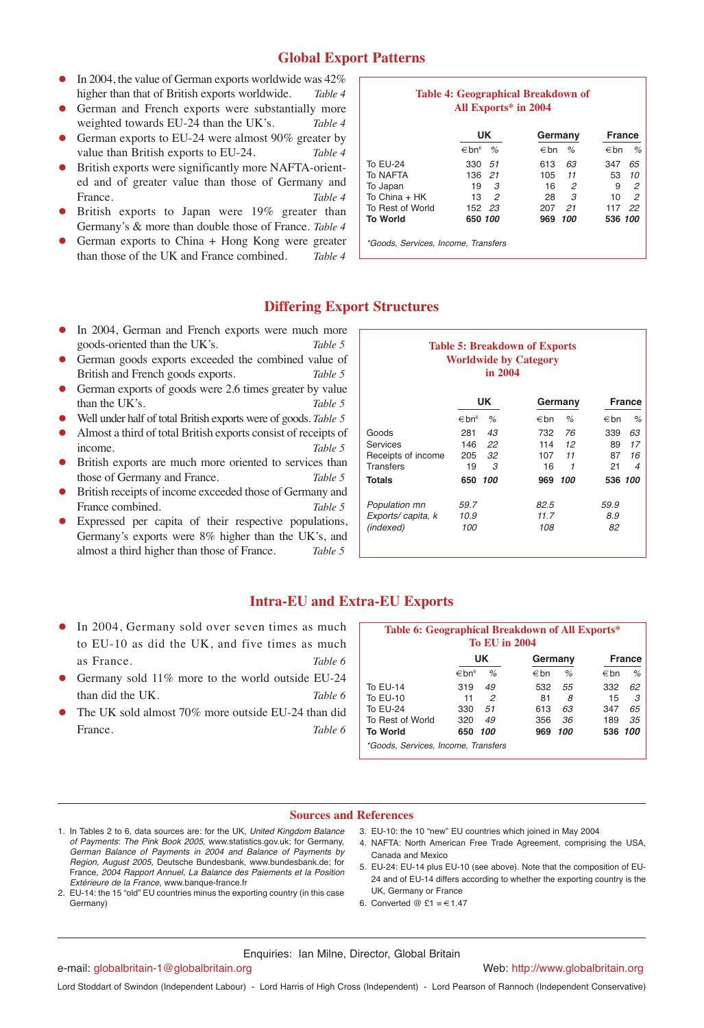## Global Export Patterns

- In 2004, the value of German exports worldwide was 42% higher than that of British exports worldwide. *Table 4*
- German and French exports were substantially more weighted towards EU-24 than the UK's. *Table 4*
- German exports to EU-24 were almost 90% greater by value than British exports to EU-24. *Table 4*
- British exports were significantly more NAFTA-oriented and of greater value than those of Germany and France. *Table 4*
- British exports to Japan were 19% greater than Germany's & more than double those of France. *Table 4*
- German exports to China + Hong Kong were greater than those of the UK and France combined. *Table 4*

**Table 4: Geographical Breakdown of All Exports\* in 2004**

| | UK | | Germany | | France | |
|---|---|---|---|---|---|---|
| | €bn[6] | % | €bn | % | €bn | % |
| To EU-24 | 330 | *51* | 613 | *63* | 347 | *65* |
| To NAFTA | 136 | *21* | 105 | *11* | 53 | *10* |
| To Japan | 19 | *3* | 16 | *2* | 9 | *2* |
| To China + HK | 13 | *2* | 28 | *3* | 10 | *2* |
| To Rest of World | 152 | *23* | 207 | *21* | 117 | *22* |
| **To World** | **650** | ***100*** | **969** | ***100*** | **536** | ***100*** |

*\*Goods, Services, Income, Transfers*

## Differing Export Structures

- In 2004, German and French exports were much more goods-oriented than the UK's. *Table 5*
- German goods exports exceeded the combined value of British and French goods exports. *Table 5*
- German exports of goods were 2.6 times greater by value than the UK's. *Table 5*
- Well under half of total British exports were of goods. *Table 5*
- Almost a third of total British exports consist of receipts of income. *Table 5*
- British exports are much more oriented to services than those of Germany and France. *Table 5*
- British receipts of income exceeded those of Germany and France combined. *Table 5*
- Expressed per capita of their respective populations, Germany's exports were 8% higher than the UK's, and almost a third higher than those of France. *Table 5*

**Table 5: Breakdown of Exports Worldwide by Category in 2004**

| | UK | | Germany | | France | |
|---|---|---|---|---|---|---|
| | €bn[6] | % | €bn | % | €bn | % |
| Goods | 281 | *43* | 732 | *76* | 339 | *63* |
| Services | 146 | *22* | 114 | *12* | 89 | *17* |
| Receipts of income | 205 | *32* | 107 | *11* | 87 | *16* |
| Transfers | 19 | *3* | 16 | *1* | 21 | *4* |
| **Totals** | **650** | ***100*** | **969** | ***100*** | **536** | ***100*** |
| *Population mn* | *59.7* | | *82.5* | | *59.9* | |
| *Exports/ capita, k* | *10.9* | | *11.7* | | *8.9* | |
| *(indexed)* | *100* | | *108* | | *82* | |

## Intra-EU and Extra-EU Exports

- In 2004, Germany sold over seven times as much to EU-10 as did the UK, and five times as much as France. *Table 6*
- Germany sold 11% more to the world outside EU-24 than did the UK. *Table 6*
- The UK sold almost 70% more outside EU-24 than did France. *Table 6*

**Table 6: Geographical Breakdown of All Exports\* To EU in 2004**

| | UK | | Germany | | France | |
|---|---|---|---|---|---|---|
| | €bn[6] | % | €bn | % | €bn | % |
| To EU-14 | 319 | *49* | 532 | *55* | 332 | *62* |
| To EU-10 | 11 | *2* | 81 | *8* | 15 | *3* |
| To EU-24 | 330 | *51* | 613 | *63* | 347 | *65* |
| To Rest of World | 320 | *49* | 356 | *36* | 189 | *35* |
| **To World** | **650** | ***100*** | **969** | ***100*** | **536** | ***100*** |

*\*Goods, Services, Income, Transfers*

## Sources and References

1. In Tables 2 to 6, data sources are: for the UK, *United Kingdom Balance of Payments*: *The Pink Book 2005*, www.statistics.gov.uk; for Germany, *German Balance of Payments in 2004 and Balance of Payments by Region, August 2005*, Deutsche Bundesbank, www.bundesbank.de; for France, *2004 Rapport Annuel, La Balance des Paiements et la Position Extérieure de la France*, www.banque-france.fr
2. EU-14: the 15 "old" EU countries minus the exporting country (in this case Germany)
3. EU-10: the 10 "new" EU countries which joined in May 2004
4. NAFTA: North American Free Trade Agreement, comprising the USA, Canada and Mexico
5. EU-24: EU-14 plus EU-10 (see above). Note that the composition of EU-24 and of EU-14 differs according to whether the exporting country is the UK, Germany or France
6. Converted @ £1 = €1.47

Enquiries: Ian Milne, Director, Global Britain

e-mail: globalbritain-1@globalbritain.org

Web: http://www.globalbritain.org

Lord Stoddart of Swindon (Independent Labour) - Lord Harris of High Cross (Independent) - Lord Pearson of Rannoch (Independent Conservative)